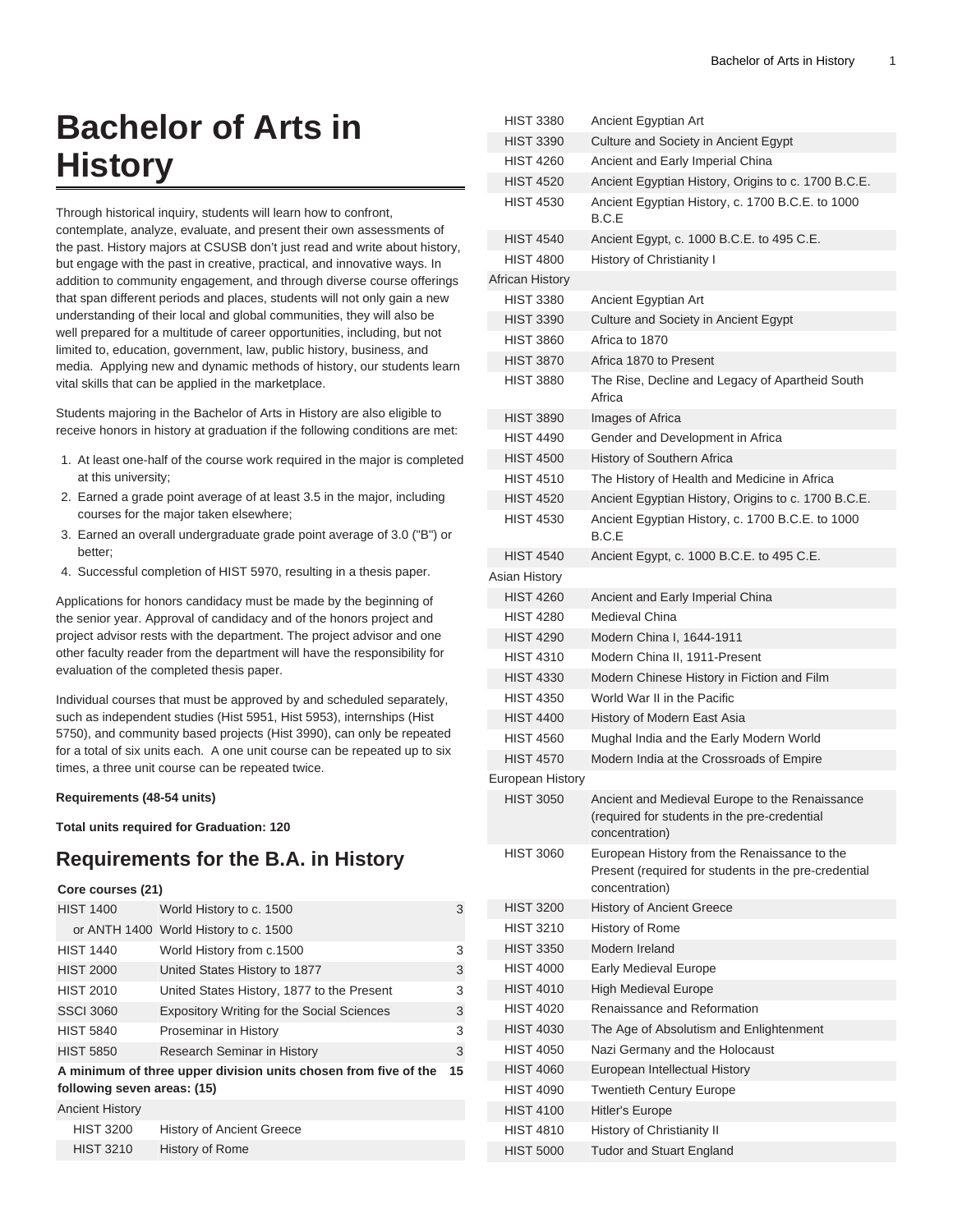# Bachelor of Arts in History

Through historical inquiry, students will learn how to confront, contemplate, analyze, evaluate, and present their own assessments of the past. History majors at CSUSB don't just read and write about history, but engage with the past in creative, practical, and innovative ways. In addition to community engagement, and through diverse course offerings that span different periods and places, students will not only gain a new understanding of their local and global communities, they will also be well prepared for a multitude of career opportunities, including, but not limited to, education, government, law, public history, business, and media. Applying new and dynamic methods of history, our students learn vital skills that can be applied in the marketplace.

Students majoring in the Bachelor of Arts in History are also eligible to receive honors in history at graduation if the following conditions are met:

1. At least one-half of the course work required in the major is completed at this university;
2. Earned a grade point average of at least 3.5 in the major, including courses for the major taken elsewhere;
3. Earned an overall undergraduate grade point average of 3.0 ("B") or better;
4. Successful completion of HIST 5970, resulting in a thesis paper.

Applications for honors candidacy must be made by the beginning of the senior year. Approval of candidacy and of the honors project and project advisor rests with the department. The project advisor and one other faculty reader from the department will have the responsibility for evaluation of the completed thesis paper.

Individual courses that must be approved by and scheduled separately, such as independent studies (Hist 5951, Hist 5953), internships (Hist 5750), and community based projects (Hist 3990), can only be repeated for a total of six units each. A one unit course can be repeated up to six times, a three unit course can be repeated twice.

**Requirements (48-54 units)**

**Total units required for Graduation: 120**

## Requirements for the B.A. in History

| Core courses (21) | | |
|---|---|---|
| HIST 1400 | World History to c. 1500 | 3 |
| or ANTH 1400 | World History to c. 1500 | |
| HIST 1440 | World History from c.1500 | 3 |
| HIST 2000 | United States History to 1877 | 3 |
| HIST 2010 | United States History, 1877 to the Present | 3 |
| SSCI 3060 | Expository Writing for the Social Sciences | 3 |
| HIST 5840 | Proseminar in History | 3 |
| HIST 5850 | Research Seminar in History | 3 |
| **A minimum of three upper division units chosen from five of the following seven areas: (15)** | | **15** |
| Ancient History | | |
| HIST 3200 | History of Ancient Greece | |
| HIST 3210 | History of Rome | |
| HIST 3380 | Ancient Egyptian Art | |
| HIST 3390 | Culture and Society in Ancient Egypt | |
| HIST 4260 | Ancient and Early Imperial China | |
| HIST 4520 | Ancient Egyptian History, Origins to c. 1700 B.C.E. | |
| HIST 4530 | Ancient Egyptian History, c. 1700 B.C.E. to 1000 B.C.E | |
| HIST 4540 | Ancient Egypt, c. 1000 B.C.E. to 495 C.E. | |
| HIST 4800 | History of Christianity I | |
| African History | | |
| HIST 3380 | Ancient Egyptian Art | |
| HIST 3390 | Culture and Society in Ancient Egypt | |
| HIST 3860 | Africa to 1870 | |
| HIST 3870 | Africa 1870 to Present | |
| HIST 3880 | The Rise, Decline and Legacy of Apartheid South Africa | |
| HIST 3890 | Images of Africa | |
| HIST 4490 | Gender and Development in Africa | |
| HIST 4500 | History of Southern Africa | |
| HIST 4510 | The History of Health and Medicine in Africa | |
| HIST 4520 | Ancient Egyptian History, Origins to c. 1700 B.C.E. | |
| HIST 4530 | Ancient Egyptian History, c. 1700 B.C.E. to 1000 B.C.E | |
| HIST 4540 | Ancient Egypt, c. 1000 B.C.E. to 495 C.E. | |
| Asian History | | |
| HIST 4260 | Ancient and Early Imperial China | |
| HIST 4280 | Medieval China | |
| HIST 4290 | Modern China I, 1644-1911 | |
| HIST 4310 | Modern China II, 1911-Present | |
| HIST 4330 | Modern Chinese History in Fiction and Film | |
| HIST 4350 | World War II in the Pacific | |
| HIST 4400 | History of Modern East Asia | |
| HIST 4560 | Mughal India and the Early Modern World | |
| HIST 4570 | Modern India at the Crossroads of Empire | |
| European History | | |
| HIST 3050 | Ancient and Medieval Europe to the Renaissance (required for students in the pre-credential concentration) | |
| HIST 3060 | European History from the Renaissance to the Present (required for students in the pre-credential concentration) | |
| HIST 3200 | History of Ancient Greece | |
| HIST 3210 | History of Rome | |
| HIST 3350 | Modern Ireland | |
| HIST 4000 | Early Medieval Europe | |
| HIST 4010 | High Medieval Europe | |
| HIST 4020 | Renaissance and Reformation | |
| HIST 4030 | The Age of Absolutism and Enlightenment | |
| HIST 4050 | Nazi Germany and the Holocaust | |
| HIST 4060 | European Intellectual History | |
| HIST 4090 | Twentieth Century Europe | |
| HIST 4100 | Hitler's Europe | |
| HIST 4810 | History of Christianity II | |
| HIST 5000 | Tudor and Stuart England | |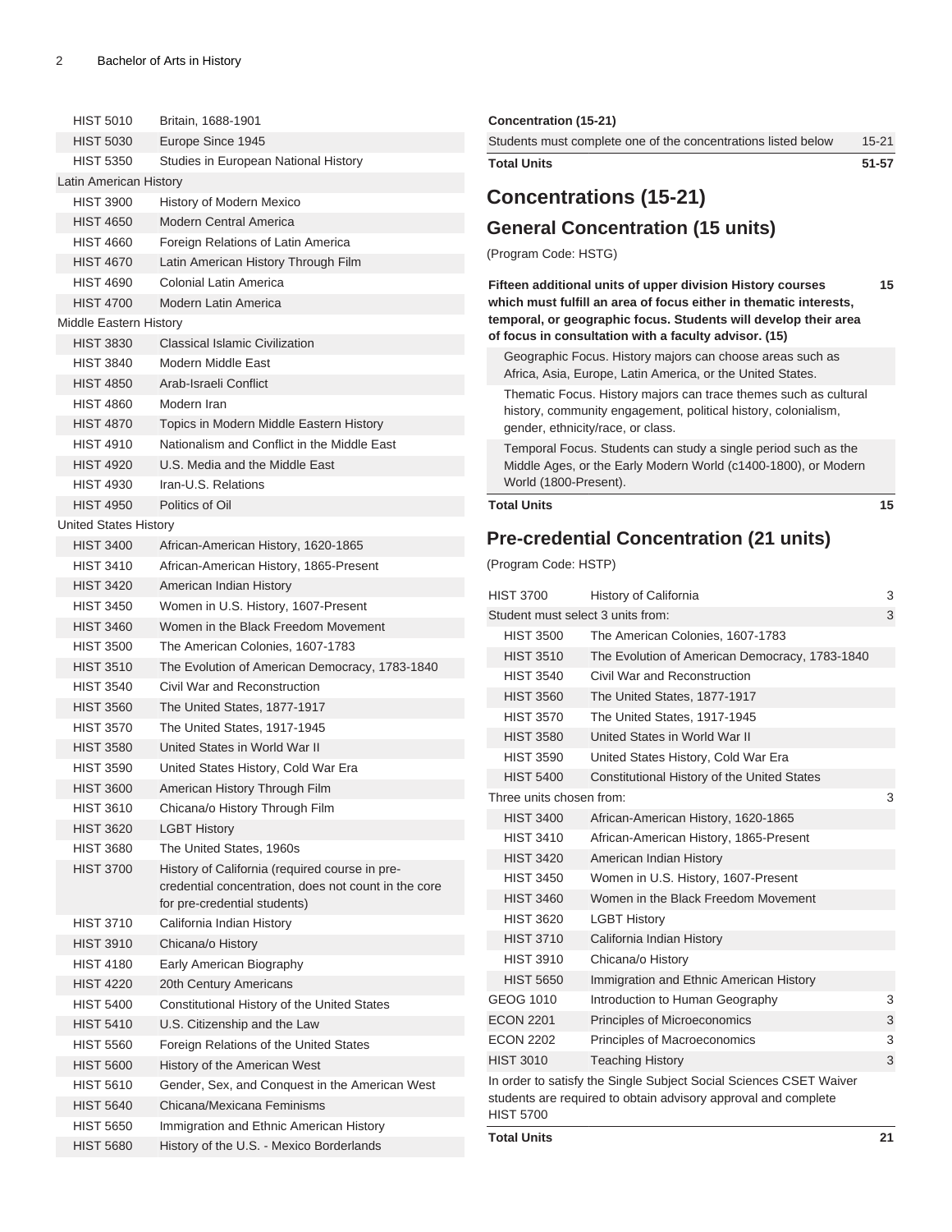| | |
|---|---|
| HIST 5010 | Britain, 1688-1901 |
| HIST 5030 | Europe Since 1945 |
| HIST 5350 | Studies in European National History |
| Latin American History | |
| HIST 3900 | History of Modern Mexico |
| HIST 4650 | Modern Central America |
| HIST 4660 | Foreign Relations of Latin America |
| HIST 4670 | Latin American History Through Film |
| HIST 4690 | Colonial Latin America |
| HIST 4700 | Modern Latin America |
| Middle Eastern History | |
| HIST 3830 | Classical Islamic Civilization |
| HIST 3840 | Modern Middle East |
| HIST 4850 | Arab-Israeli Conflict |
| HIST 4860 | Modern Iran |
| HIST 4870 | Topics in Modern Middle Eastern History |
| HIST 4910 | Nationalism and Conflict in the Middle East |
| HIST 4920 | U.S. Media and the Middle East |
| HIST 4930 | Iran-U.S. Relations |
| HIST 4950 | Politics of Oil |
| United States History | |
| HIST 3400 | African-American History, 1620-1865 |
| HIST 3410 | African-American History, 1865-Present |
| HIST 3420 | American Indian History |
| HIST 3450 | Women in U.S. History, 1607-Present |
| HIST 3460 | Women in the Black Freedom Movement |
| HIST 3500 | The American Colonies, 1607-1783 |
| HIST 3510 | The Evolution of American Democracy, 1783-1840 |
| HIST 3540 | Civil War and Reconstruction |
| HIST 3560 | The United States, 1877-1917 |
| HIST 3570 | The United States, 1917-1945 |
| HIST 3580 | United States in World War II |
| HIST 3590 | United States History, Cold War Era |
| HIST 3600 | American History Through Film |
| HIST 3610 | Chicana/o History Through Film |
| HIST 3620 | LGBT History |
| HIST 3680 | The United States, 1960s |
| HIST 3700 | History of California (required course in pre-credential concentration, does not count in the core for pre-credential students) |
| HIST 3710 | California Indian History |
| HIST 3910 | Chicana/o History |
| HIST 4180 | Early American Biography |
| HIST 4220 | 20th Century Americans |
| HIST 5400 | Constitutional History of the United States |
| HIST 5410 | U.S. Citizenship and the Law |
| HIST 5560 | Foreign Relations of the United States |
| HIST 5600 | History of the American West |
| HIST 5610 | Gender, Sex, and Conquest in the American West |
| HIST 5640 | Chicana/Mexicana Feminisms |
| HIST 5650 | Immigration and Ethnic American History |
| HIST 5680 | History of the U.S. - Mexico Borderlands |

| **Concentration (15-21)** | |
|---|---|
| Students must complete one of the concentrations listed below | 15-21 |
| **Total Units** | **51-57** |

## Concentrations (15-21)

## General Concentration (15 units)

(Program Code: HSTG)

| | |
|---|---|
| **Fifteen additional units of upper division History courses which must fulfill an area of focus either in thematic interests, temporal, or geographic focus. Students will develop their area of focus in consultation with a faculty advisor. (15)** | **15** |
| Geographic Focus. History majors can choose areas such as Africa, Asia, Europe, Latin America, or the United States. | |
| Thematic Focus. History majors can trace themes such as cultural history, community engagement, political history, colonialism, gender, ethnicity/race, or class. | |
| Temporal Focus. Students can study a single period such as the Middle Ages, or the Early Modern World (c1400-1800), or Modern World (1800-Present). | |
| **Total Units** | **15** |

## Pre-credential Concentration (21 units)

(Program Code: HSTP)

| | | |
|---|---|---|
| HIST 3700 | History of California | 3 |
| Student must select 3 units from: | | 3 |
| HIST 3500 | The American Colonies, 1607-1783 | |
| HIST 3510 | The Evolution of American Democracy, 1783-1840 | |
| HIST 3540 | Civil War and Reconstruction | |
| HIST 3560 | The United States, 1877-1917 | |
| HIST 3570 | The United States, 1917-1945 | |
| HIST 3580 | United States in World War II | |
| HIST 3590 | United States History, Cold War Era | |
| HIST 5400 | Constitutional History of the United States | |
| Three units chosen from: | | 3 |
| HIST 3400 | African-American History, 1620-1865 | |
| HIST 3410 | African-American History, 1865-Present | |
| HIST 3420 | American Indian History | |
| HIST 3450 | Women in U.S. History, 1607-Present | |
| HIST 3460 | Women in the Black Freedom Movement | |
| HIST 3620 | LGBT History | |
| HIST 3710 | California Indian History | |
| HIST 3910 | Chicana/o History | |
| HIST 5650 | Immigration and Ethnic American History | |
| GEOG 1010 | Introduction to Human Geography | 3 |
| ECON 2201 | Principles of Microeconomics | 3 |
| ECON 2202 | Principles of Macroeconomics | 3 |
| HIST 3010 | Teaching History | 3 |
| In order to satisfy the Single Subject Social Sciences CSET Waiver students are required to obtain advisory approval and complete HIST 5700 | | |
| **Total Units** | | **21** |